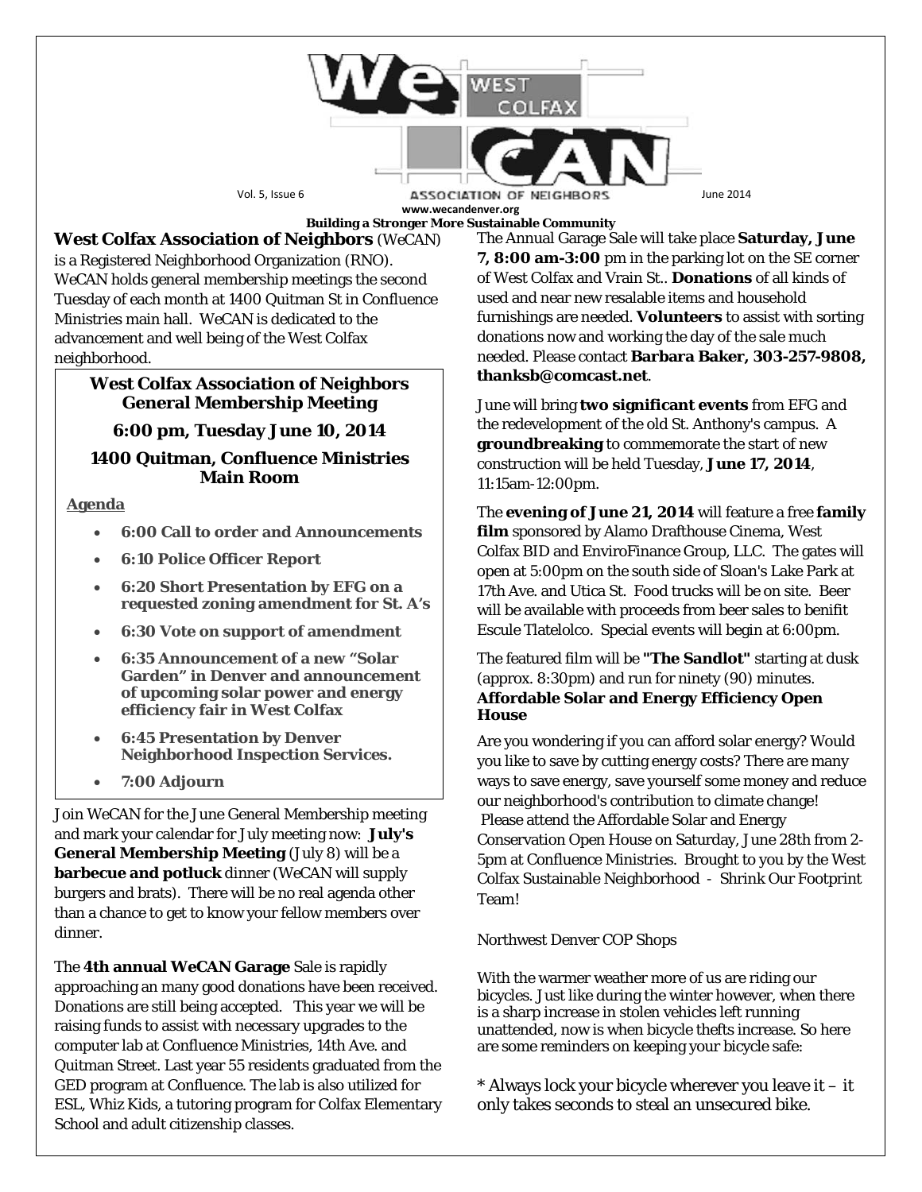# WeCAN West Colfax Association of Neighbors

Vol. 5, Issue 6 — June 2014

www.wecandenver.org

**Building a Stronger More Sustainable Community**

**West Colfax Association of Neighbors** (WeCAN) is a Registered Neighborhood Organization (RNO). WeCAN holds general membership meetings the second Tuesday of each month at 1400 Quitman St in Confluence Ministries main hall. WeCAN is dedicated to the advancement and well being of the West Colfax neighborhood.

## West Colfax Association of Neighbors General Membership Meeting

### 6:00 pm, Tuesday June 10, 2014

### 1400 Quitman, Confluence Ministries Main Room

**Agenda**

- **6:00 Call to order and Announcements**
- **6:10 Police Officer Report**
- **6:20 Short Presentation by EFG on a requested zoning amendment for St. A's**
- **6:30 Vote on support of amendment**
- **6:35 Announcement of a new "Solar Garden" in Denver and announcement of upcoming solar power and energy efficiency fair in West Colfax**
- **6:45 Presentation by Denver Neighborhood Inspection Services.**
- **7:00 Adjourn**

Join WeCAN for the June General Membership meeting and mark your calendar for July meeting now: **July's General Membership Meeting** (July 8) will be a **barbecue and potluck** dinner (WeCAN will supply burgers and brats). There will be no real agenda other than a chance to get to know your fellow members over dinner.

The **4th annual WeCAN Garage** Sale is rapidly approaching an many good donations have been received. Donations are still being accepted. This year we will be raising funds to assist with necessary upgrades to the computer lab at Confluence Ministries, 14th Ave. and Quitman Street. Last year 55 residents graduated from the GED program at Confluence. The lab is also utilized for ESL, Whiz Kids, a tutoring program for Colfax Elementary School and adult citizenship classes.

The Annual Garage Sale will take place **Saturday, June 7, 8:00 am-3:00** pm in the parking lot on the SE corner of West Colfax and Vrain St.. **Donations** of all kinds of used and near new resalable items and household furnishings are needed. **Volunteers** to assist with sorting donations now and working the day of the sale much needed. Please contact **Barbara Baker, 303-257-9808, thanksb@comcast.net**.

June will bring **two significant events** from EFG and the redevelopment of the old St. Anthony's campus. A **groundbreaking** to commemorate the start of new construction will be held Tuesday, **June 17, 2014**, 11:15am-12:00pm.

The **evening of June 21, 2014** will feature a free **family film** sponsored by Alamo Drafthouse Cinema, West Colfax BID and EnviroFinance Group, LLC. The gates will open at 5:00pm on the south side of Sloan's Lake Park at 17th Ave. and Utica St. Food trucks will be on site. Beer will be available with proceeds from beer sales to benifit Escule Tlatelolco. Special events will begin at 6:00pm.

The featured film will be **"The Sandlot"** starting at dusk (approx. 8:30pm) and run for ninety (90) minutes.

### Affordable Solar and Energy Efficiency Open House

Are you wondering if you can afford solar energy? Would you like to save by cutting energy costs? There are many ways to save energy, save yourself some money and reduce our neighborhood's contribution to climate change! Please attend the Affordable Solar and Energy Conservation Open House on Saturday, June 28th from 2-5pm at Confluence Ministries. Brought to you by the West Colfax Sustainable Neighborhood - Shrink Our Footprint Team!

Northwest Denver COP Shops

With the warmer weather more of us are riding our bicycles. Just like during the winter however, when there is a sharp increase in stolen vehicles left running unattended, now is when bicycle thefts increase. So here are some reminders on keeping your bicycle safe:

* Always lock your bicycle wherever you leave it – it only takes seconds to steal an unsecured bike.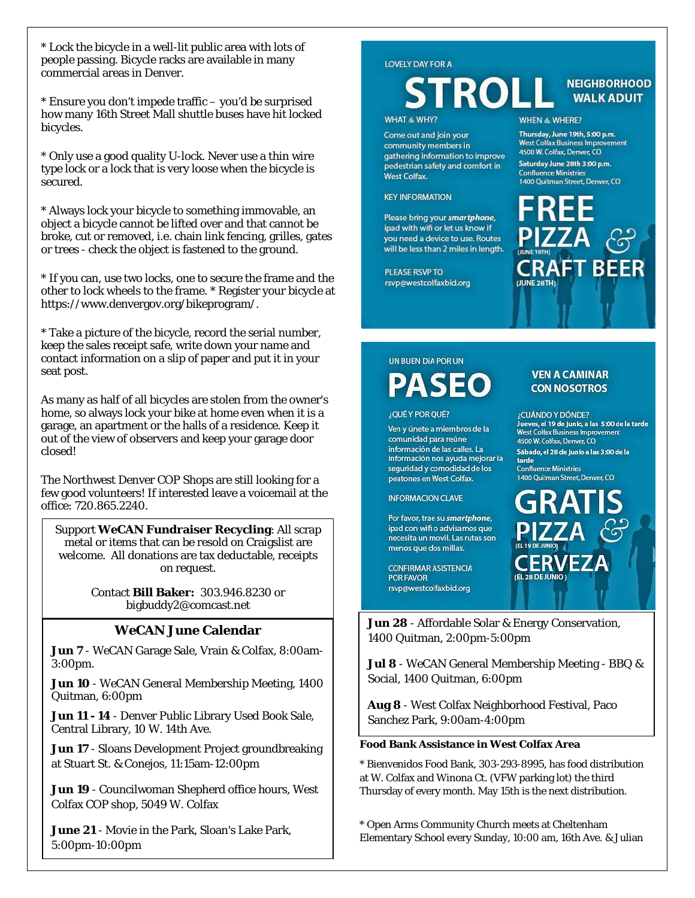* Lock the bicycle in a well-lit public area with lots of people passing. Bicycle racks are available in many commercial areas in Denver.

* Ensure you don't impede traffic – you'd be surprised how many 16th Street Mall shuttle buses have hit locked bicycles.

* Only use a good quality U-lock. Never use a thin wire type lock or a lock that is very loose when the bicycle is secured.

* Always lock your bicycle to something immovable, an object a bicycle cannot be lifted over and that cannot be broke, cut or removed, i.e. chain link fencing, grilles, gates or trees - check the object is fastened to the ground.

* If you can, use two locks, one to secure the frame and the other to lock wheels to the frame. * Register your bicycle at https://www.denvergov.org/bikeprogram/.

* Take a picture of the bicycle, record the serial number, keep the sales receipt safe, write down your name and contact information on a slip of paper and put it in your seat post.

As many as half of all bicycles are stolen from the owner's home, so always lock your bike at home even when it is a garage, an apartment or the halls of a residence. Keep it out of the view of observers and keep your garage door closed!

The Northwest Denver COP Shops are still looking for a few good volunteers! If interested leave a voicemail at the office: 720.865.2240.

Support **WeCAN Fundraiser Recycling**: All scrap metal or items that can be resold on Craigslist are welcome. All donations are tax deductable, receipts on request.

Contact **Bill Baker:** 303.946.8230 or bigbuddy2@comcast.net

LOVELY DAY FOR A

# STROLL

NEIGHBORHOOD WALK ADUIT

WHAT & WHY?

Come out and join your community members in gathering information to improve pedestrian safety and comfort in West Colfax.

KEY INFORMATION

Please bring your ***smartphone***, ipad with wifi or let us know if you need a device to use. Routes will be less than 2 miles in length.

PLEASE RSVP TO
rsvp@westcolfaxbid.org

WHEN & WHERE?

Thursday, June 19th, 5:00 p.m.
West Colfax Business Improvement
4500 W. Colfax, Denver, CO

Saturday June 28th 3:00 p.m.
Confluence Ministries
1400 Quitman Street, Denver, CO

FREE PIZZA (JUNE 19TH) & CRAFT BEER (JUNE 28TH)

UN BUEN DíA POR UN

# PASEO

VEN A CAMINAR CON NOSOTROS

¿QUÉ Y POR QUÉ?

Ven y únete a miembros de la comunidad para reúne información de las calles. La información nos ayuda mejorar la seguridad y comodidad de los peatones en West Colfax.

INFORMACION CLAVE

Por favor, trae su ***smartphone***, ipad con wifi o advisamos que necesita un movil. Las rutas son menos que dos millas.

CONFIRMAR ASISTENCIA POR FAVOR
rsvp@westcolfaxbid.org

¿CUÁNDO Y DÓNDE?

Jueves, el 19 de Junio, a las 5:00 de la tarde
West Colfax Business Improvement
4500 W. Colfax, Denver, CO

Sábado, el 28 de Junio a las 3:00 de la tarde
Confluence Ministries
1400 Quitman Street, Denver, CO

GRATIS PIZZA (EL 19 DE JUNIO) & CERVEZA (EL 28 DE JUNIO)

## WeCAN June Calendar

**Jun 7** - WeCAN Garage Sale, Vrain & Colfax, 8:00am-3:00pm.

**Jun 10** - WeCAN General Membership Meeting, 1400 Quitman, 6:00pm

**Jun 11 - 14** - Denver Public Library Used Book Sale, Central Library, 10 W. 14th Ave.

**Jun 17** - Sloans Development Project groundbreaking at Stuart St. & Conejos, 11:15am-12:00pm

**Jun 19** - Councilwoman Shepherd office hours, West Colfax COP shop, 5049 W. Colfax

**June 21** - Movie in the Park, Sloan's Lake Park, 5:00pm-10:00pm

**Jun 28** - Affordable Solar & Energy Conservation, 1400 Quitman, 2:00pm-5:00pm

**Jul 8** - WeCAN General Membership Meeting - BBQ & Social, 1400 Quitman, 6:00pm

**Aug 8** - West Colfax Neighborhood Festival, Paco Sanchez Park, 9:00am-4:00pm

**Food Bank Assistance in West Colfax Area**

* Bienvenidos Food Bank, 303-293-8995, has food distribution at W. Colfax and Winona Ct. (VFW parking lot) the third Thursday of every month. May 15th is the next distribution.

* Open Arms Community Church meets at Cheltenham Elementary School every Sunday, 10:00 am, 16th Ave. & Julian